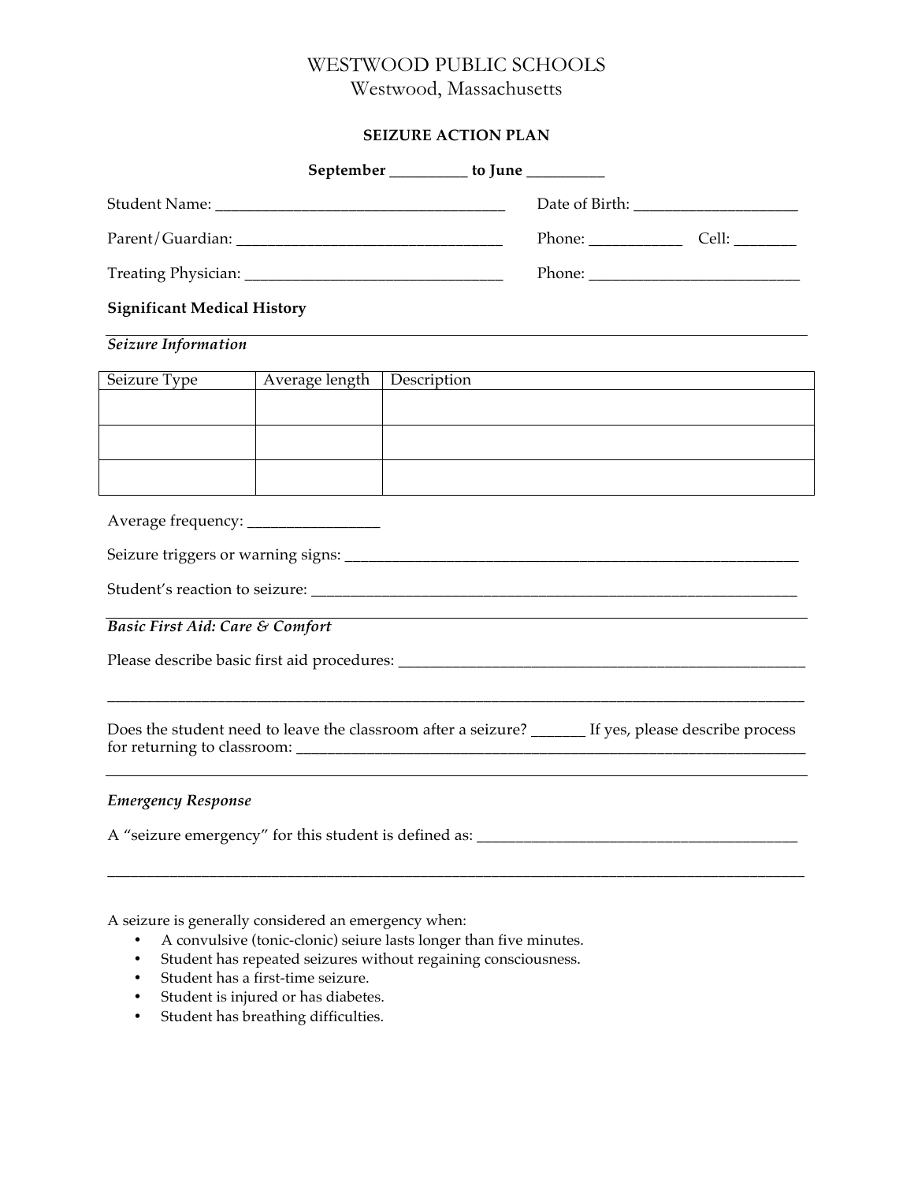# WESTWOOD PUBLIC SCHOOLS
Westwood, Massachusetts

**SEIZURE ACTION PLAN**

**September __________ to June __________**

Student Name: ____________________________________ Date of Birth: ____________________

Parent/Guardian: _________________________________ Phone: ___________ Cell: ________

Treating Physician: ________________________________ Phone: __________________________

**Significant Medical History**

***Seizure Information***

| Seizure Type | Average length | Description |
|---|---|---|
| | | |
| | | |
| | | |

Average frequency: ________________

Seizure triggers or warning signs: ___________________________________________________________

Student's reaction to seizure: ______________________________________________________________

***Basic First Aid: Care & Comfort***

Please describe basic first aid procedures: _____________________________________________________

___________________________________________________________________________________________

Does the student need to leave the classroom after a seizure? _______ If yes, please describe process for returning to classroom: _________________________________________________________________

***Emergency Response***

A "seizure emergency" for this student is defined as: ________________________________________

___________________________________________________________________________________________

A seizure is generally considered an emergency when:

- A convulsive (tonic-clonic) seiure lasts longer than five minutes.
- Student has repeated seizures without regaining consciousness.
- Student has a first-time seizure.
- Student is injured or has diabetes.
- Student has breathing difficulties.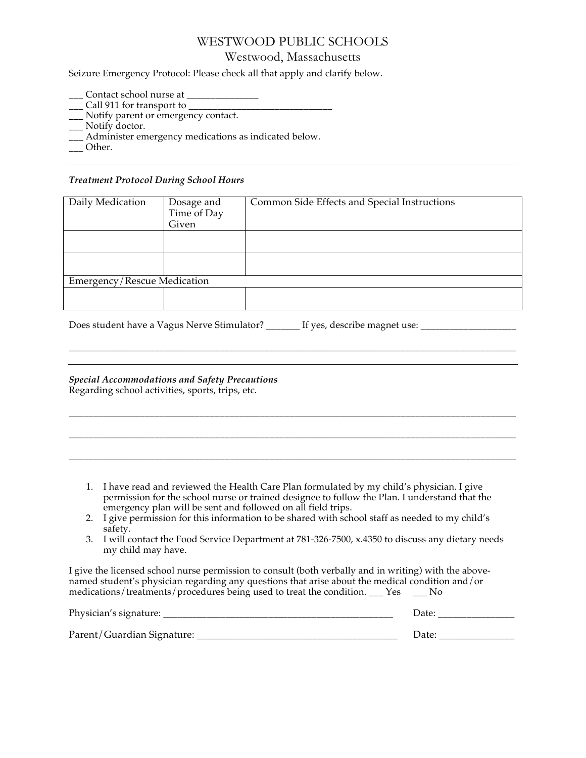# WESTWOOD PUBLIC SCHOOLS

## Westwood, Massachusetts

Seizure Emergency Protocol: Please check all that apply and clarify below.

___ Contact school nurse at _______________
___ Call 911 for transport to ______________________________
___ Notify parent or emergency contact.
___ Notify doctor.
___ Administer emergency medications as indicated below.
___ Other.

---

***Treatment Protocol During School Hours***

| Daily Medication | Dosage and Time of Day Given | Common Side Effects and Special Instructions |
|---|---|---|
| | | |
| | | |
| Emergency/Rescue Medication | | |
| | | |

Does student have a Vagus Nerve Stimulator? _______ If yes, describe magnet use: ____________________

____________________________________________________________________________________________________

____________________________________________________________________________________________________

***Special Accommodations and Safety Precautions***
Regarding school activities, sports, trips, etc.

____________________________________________________________________________________________________

____________________________________________________________________________________________________

____________________________________________________________________________________________________

1. I have read and reviewed the Health Care Plan formulated by my child's physician. I give permission for the school nurse or trained designee to follow the Plan. I understand that the emergency plan will be sent and followed on all field trips.
2. I give permission for this information to be shared with school staff as needed to my child's safety.
3. I will contact the Food Service Department at 781-326-7500, x.4350 to discuss any dietary needs my child may have.

I give the licensed school nurse permission to consult (both verbally and in writing) with the above-named student's physician regarding any questions that arise about the medical condition and/or medications/treatments/procedures being used to treat the condition. ___ Yes ___ No

Physician's signature: _________________________________________________ Date: ________________

Parent/Guardian Signature: __________________________________________ Date: ________________